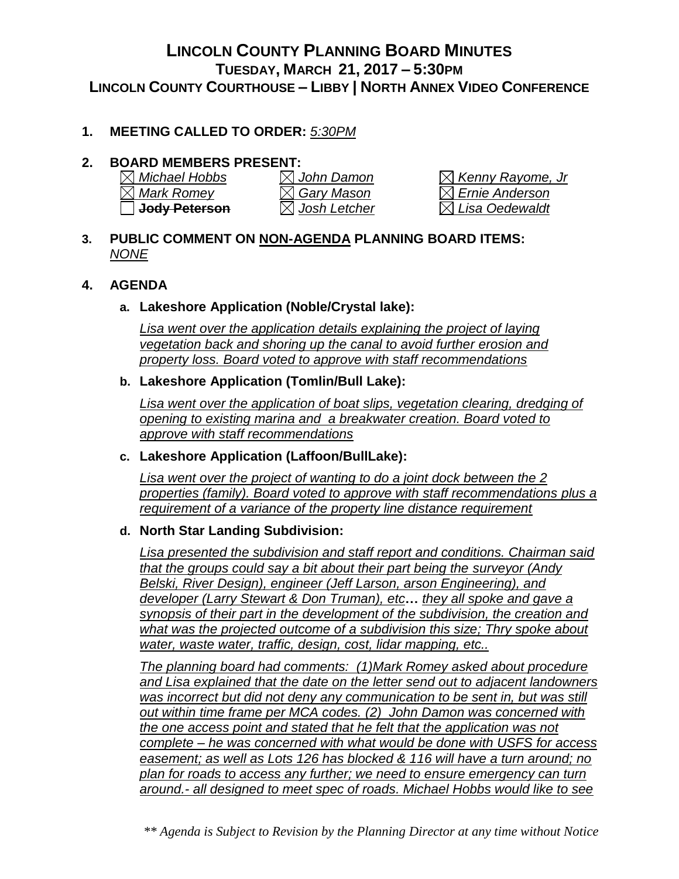# LINCOLN COUNTY PLANNING BOARD MINUTES
## TUESDAY, MARCH 21, 2017 – 5:30PM
## LINCOLN COUNTY COURTHOUSE – LIBBY | NORTH ANNEX VIDEO CONFERENCE

**1. MEETING CALLED TO ORDER:** *5:30PM*

**2. BOARD MEMBERS PRESENT:**

| | | |
|---|---|---|
| ☒ *Michael Hobbs* | ☒ *John Damon* | ☒ *Kenny Rayome, Jr* |
| ☒ *Mark Romey* | ☒ *Gary Mason* | ☒ *Ernie Anderson* |
| ☐ ~~**Jody Peterson**~~ | ☒ *Josh Letcher* | ☒ *Lisa Oedewaldt* |

**3. PUBLIC COMMENT ON NON-AGENDA PLANNING BOARD ITEMS:**
*NONE*

**4. AGENDA**

**a. Lakeshore Application (Noble/Crystal lake):**

*Lisa went over the application details explaining the project of laying vegetation back and shoring up the canal to avoid further erosion and property loss. Board voted to approve with staff recommendations*

**b. Lakeshore Application (Tomlin/Bull Lake):**

*Lisa went over the application of boat slips, vegetation clearing, dredging of opening to existing marina and a breakwater creation. Board voted to approve with staff recommendations*

**c. Lakeshore Application (Laffoon/BullLake):**

*Lisa went over the project of wanting to do a joint dock between the 2 properties (family). Board voted to approve with staff recommendations plus a requirement of a variance of the property line distance requirement*

**d. North Star Landing Subdivision:**

*Lisa presented the subdivision and staff report and conditions. Chairman said that the groups could say a bit about their part being the surveyor (Andy Belski, River Design), engineer (Jeff Larson, arson Engineering), and developer (Larry Stewart & Don Truman), etc… they all spoke and gave a synopsis of their part in the development of the subdivision, the creation and what was the projected outcome of a subdivision this size; Thry spoke about water, waste water, traffic, design, cost, lidar mapping, etc..*

*The planning board had comments: (1)Mark Romey asked about procedure and Lisa explained that the date on the letter send out to adjacent landowners was incorrect but did not deny any communication to be sent in, but was still out within time frame per MCA codes. (2) John Damon was concerned with the one access point and stated that he felt that the application was not complete – he was concerned with what would be done with USFS for access easement; as well as Lots 126 has blocked & 116 will have a turn around; no plan for roads to access any further; we need to ensure emergency can turn around.- all designed to meet spec of roads. Michael Hobbs would like to see*

*\*\* Agenda is Subject to Revision by the Planning Director at any time without Notice*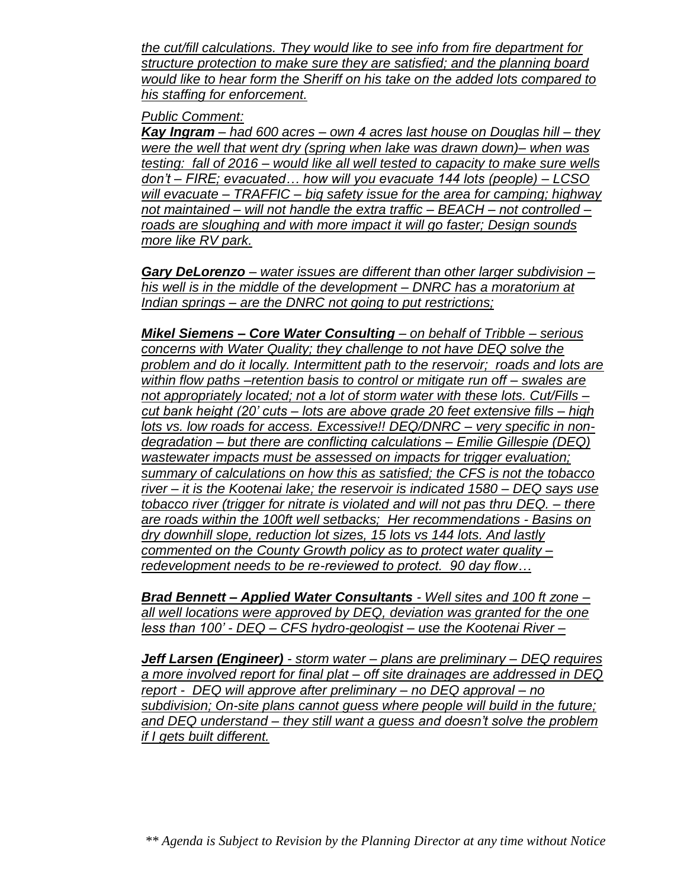*the cut/fill calculations. They would like to see info from fire department for structure protection to make sure they are satisfied; and the planning board would like to hear form the Sheriff on his take on the added lots compared to his staffing for enforcement.*

*Public Comment:*

***Kay Ingram** – had 600 acres – own 4 acres last house on Douglas hill – they were the well that went dry (spring when lake was drawn down)– when was testing: fall of 2016 – would like all well tested to capacity to make sure wells don't – FIRE; evacuated… how will you evacuate 144 lots (people) – LCSO will evacuate – TRAFFIC – big safety issue for the area for camping; highway not maintained – will not handle the extra traffic – BEACH – not controlled – roads are sloughing and with more impact it will go faster; Design sounds more like RV park.*

***Gary DeLorenzo** – water issues are different than other larger subdivision – his well is in the middle of the development – DNRC has a moratorium at Indian springs – are the DNRC not going to put restrictions;*

***Mikel Siemens – Core Water Consulting** – on behalf of Tribble – serious concerns with Water Quality; they challenge to not have DEQ solve the problem and do it locally. Intermittent path to the reservoir; roads and lots are within flow paths –retention basis to control or mitigate run off – swales are not appropriately located; not a lot of storm water with these lots. Cut/Fills – cut bank height (20' cuts – lots are above grade 20 feet extensive fills – high lots vs. low roads for access. Excessive!! DEQ/DNRC – very specific in non-degradation – but there are conflicting calculations – Emilie Gillespie (DEQ) wastewater impacts must be assessed on impacts for trigger evaluation; summary of calculations on how this as satisfied; the CFS is not the tobacco river – it is the Kootenai lake; the reservoir is indicated 1580 – DEQ says use tobacco river (trigger for nitrate is violated and will not pas thru DEQ. – there are roads within the 100ft well setbacks; Her recommendations - Basins on dry downhill slope, reduction lot sizes, 15 lots vs 144 lots. And lastly commented on the County Growth policy as to protect water quality – redevelopment needs to be re-reviewed to protect. 90 day flow…*

***Brad Bennett – Applied Water Consultants** - Well sites and 100 ft zone – all well locations were approved by DEQ, deviation was granted for the one less than 100' - DEQ – CFS hydro-geologist – use the Kootenai River –*

***Jeff Larsen (Engineer)** - storm water – plans are preliminary – DEQ requires a more involved report for final plat – off site drainages are addressed in DEQ report - DEQ will approve after preliminary – no DEQ approval – no subdivision; On-site plans cannot guess where people will build in the future; and DEQ understand – they still want a guess and doesn't solve the problem if I gets built different.*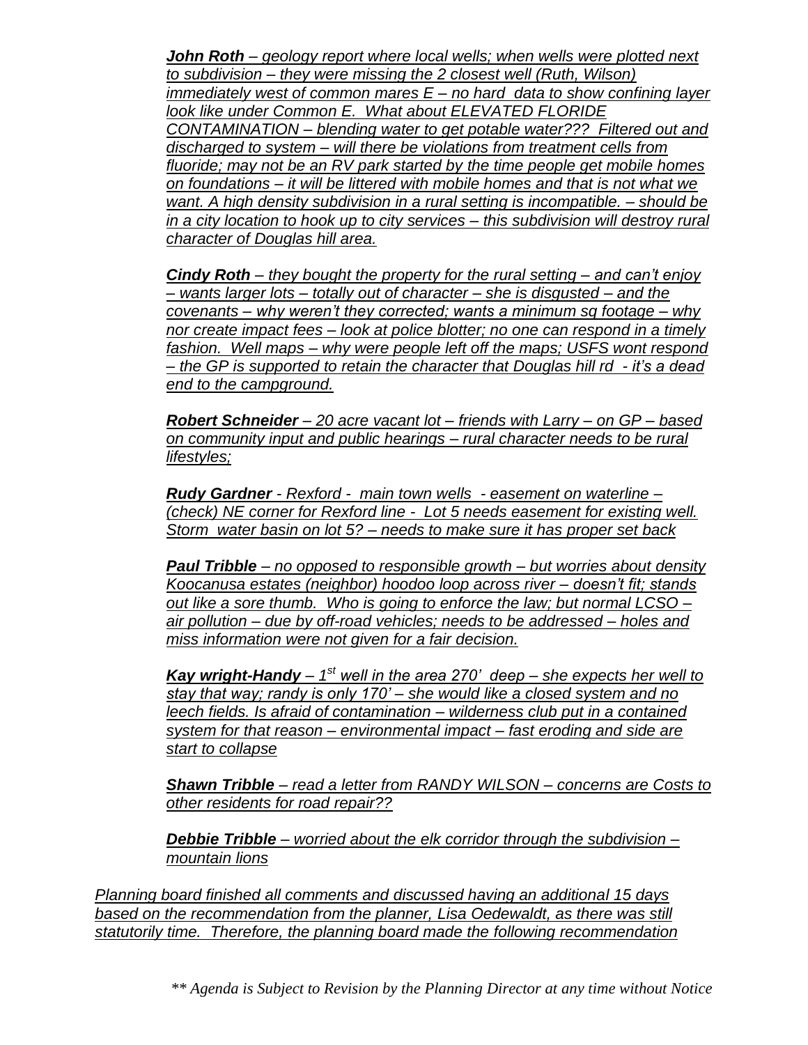***John Roth** – geology report where local wells; when wells were plotted next to subdivision – they were missing the 2 closest well (Ruth, Wilson) immediately west of common mares E – no hard data to show confining layer look like under Common E. What about ELEVATED FLORIDE CONTAMINATION – blending water to get potable water??? Filtered out and discharged to system – will there be violations from treatment cells from fluoride; may not be an RV park started by the time people get mobile homes on foundations – it will be littered with mobile homes and that is not what we want. A high density subdivision in a rural setting is incompatible. – should be in a city location to hook up to city services – this subdivision will destroy rural character of Douglas hill area.*

***Cindy Roth** – they bought the property for the rural setting – and can't enjoy – wants larger lots – totally out of character – she is disgusted – and the covenants – why weren't they corrected; wants a minimum sq footage – why nor create impact fees – look at police blotter; no one can respond in a timely fashion. Well maps – why were people left off the maps; USFS wont respond – the GP is supported to retain the character that Douglas hill rd - it's a dead end to the campground.*

***Robert Schneider** – 20 acre vacant lot – friends with Larry – on GP – based on community input and public hearings – rural character needs to be rural lifestyles;*

***Rudy Gardner** - Rexford - main town wells - easement on waterline – (check) NE corner for Rexford line - Lot 5 needs easement for existing well. Storm water basin on lot 5? – needs to make sure it has proper set back*

***Paul Tribble** – no opposed to responsible growth – but worries about density Koocanusa estates (neighbor) hoodoo loop across river – doesn't fit; stands out like a sore thumb. Who is going to enforce the law; but normal LCSO – air pollution – due by off-road vehicles; needs to be addressed – holes and miss information were not given for a fair decision.*

***Kay wright-Handy** – 1st well in the area 270' deep – she expects her well to stay that way; randy is only 170' – she would like a closed system and no leech fields. Is afraid of contamination – wilderness club put in a contained system for that reason – environmental impact – fast eroding and side are start to collapse*

***Shawn Tribble** – read a letter from RANDY WILSON – concerns are Costs to other residents for road repair??*

***Debbie Tribble** – worried about the elk corridor through the subdivision – mountain lions*

*Planning board finished all comments and discussed having an additional 15 days based on the recommendation from the planner, Lisa Oedewaldt, as there was still statutorily time. Therefore, the planning board made the following recommendation*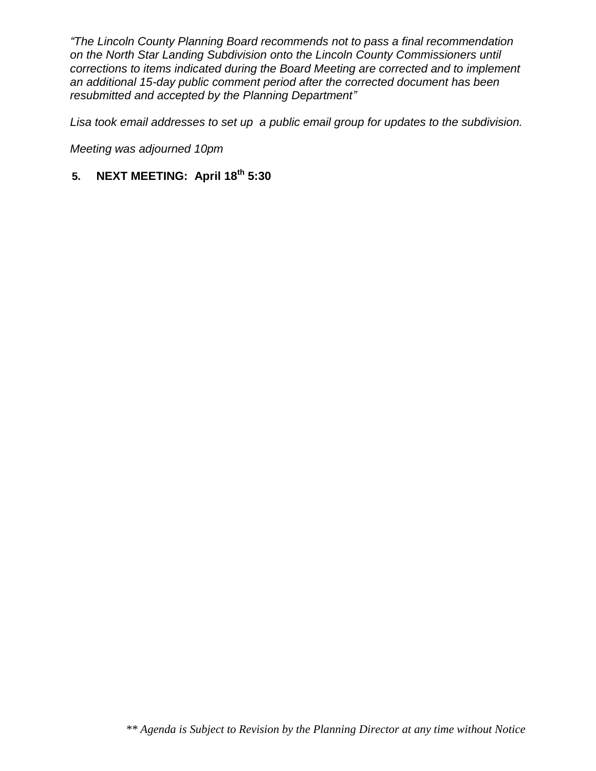*"The Lincoln County Planning Board recommends not to pass a final recommendation on the North Star Landing Subdivision onto the Lincoln County Commissioners until corrections to items indicated during the Board Meeting are corrected and to implement an additional 15-day public comment period after the corrected document has been resubmitted and accepted by the Planning Department"*

*Lisa took email addresses to set up a public email group for updates to the subdivision.*

*Meeting was adjourned 10pm*

**5. NEXT MEETING: April 18th 5:30**

*\*\* Agenda is Subject to Revision by the Planning Director at any time without Notice*